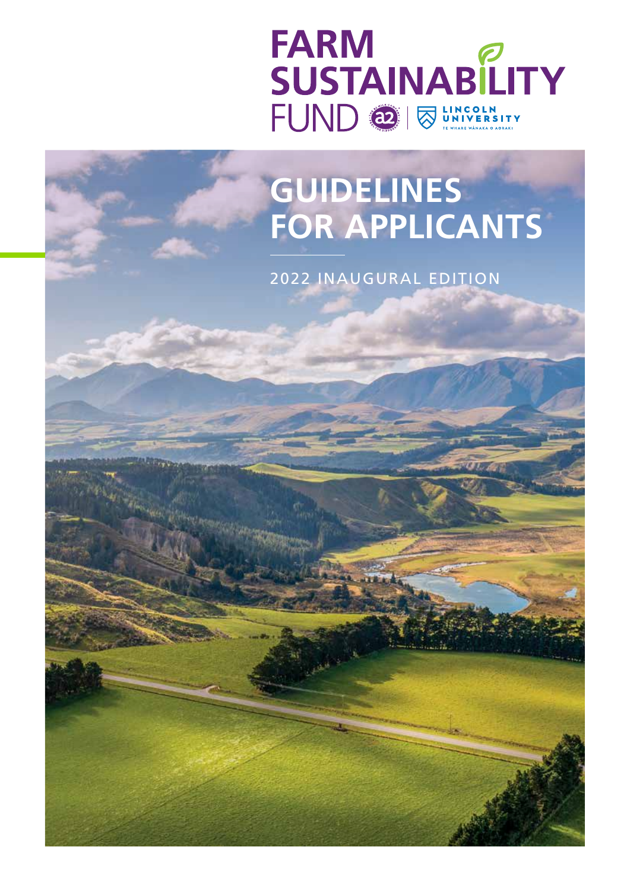# FARM SUSTAINABILITY FUND

# GUIDELINES FOR APPLICANTS

2022 INAUGURAL EDITION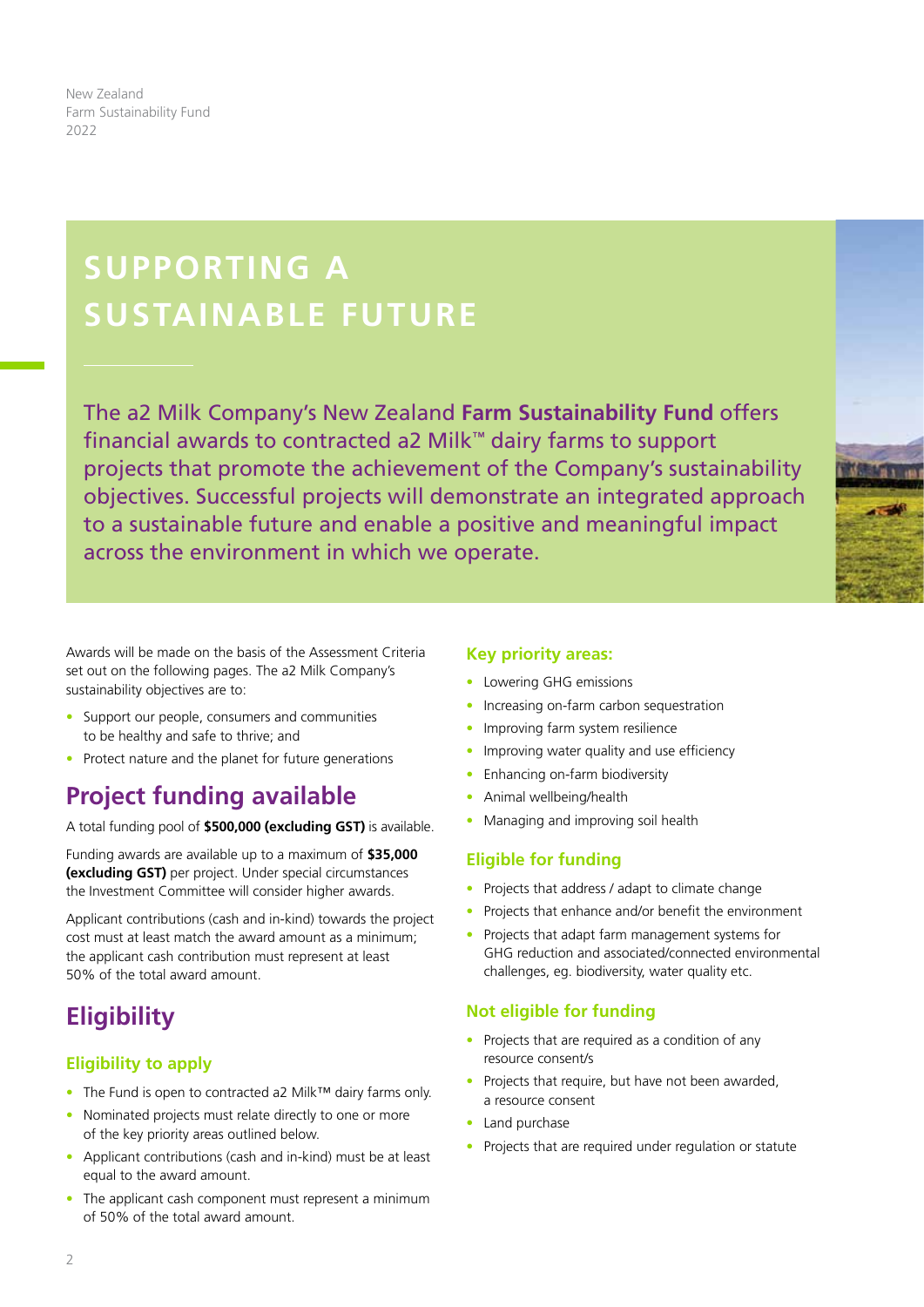New Zealand
Farm Sustainability Fund
2022

# SUPPORTING A SUSTAINABLE FUTURE

The a2 Milk Company's New Zealand **Farm Sustainability Fund** offers financial awards to contracted a2 Milk™ dairy farms to support projects that promote the achievement of the Company's sustainability objectives. Successful projects will demonstrate an integrated approach to a sustainable future and enable a positive and meaningful impact across the environment in which we operate.

Awards will be made on the basis of the Assessment Criteria set out on the following pages. The a2 Milk Company's sustainability objectives are to:

- Support our people, consumers and communities to be healthy and safe to thrive; and
- Protect nature and the planet for future generations

## Project funding available

A total funding pool of **$500,000 (excluding GST)** is available.

Funding awards are available up to a maximum of **$35,000 (excluding GST)** per project. Under special circumstances the Investment Committee will consider higher awards.

Applicant contributions (cash and in-kind) towards the project cost must at least match the award amount as a minimum; the applicant cash contribution must represent at least 50% of the total award amount.

## Eligibility

### Eligibility to apply

- The Fund is open to contracted a2 Milk™ dairy farms only.
- Nominated projects must relate directly to one or more of the key priority areas outlined below.
- Applicant contributions (cash and in-kind) must be at least equal to the award amount.
- The applicant cash component must represent a minimum of 50% of the total award amount.

### Key priority areas:

- Lowering GHG emissions
- Increasing on-farm carbon sequestration
- Improving farm system resilience
- Improving water quality and use efficiency
- Enhancing on-farm biodiversity
- Animal wellbeing/health
- Managing and improving soil health

### Eligible for funding

- Projects that address / adapt to climate change
- Projects that enhance and/or benefit the environment
- Projects that adapt farm management systems for GHG reduction and associated/connected environmental challenges, eg. biodiversity, water quality etc.

### Not eligible for funding

- Projects that are required as a condition of any resource consent/s
- Projects that require, but have not been awarded, a resource consent
- Land purchase
- Projects that are required under regulation or statute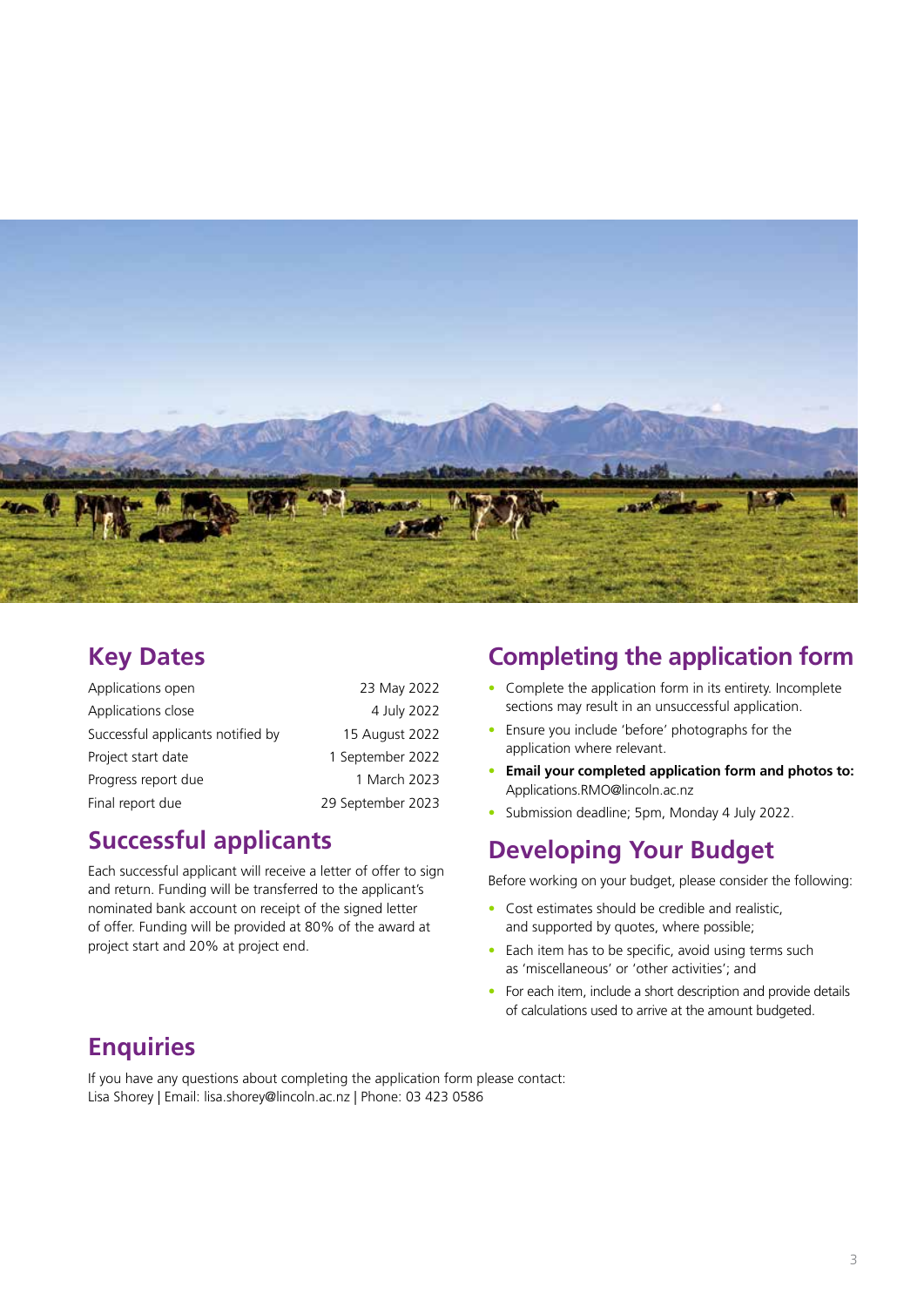## Key Dates

| | |
|---|---|
| Applications open | 23 May 2022 |
| Applications close | 4 July 2022 |
| Successful applicants notified by | 15 August 2022 |
| Project start date | 1 September 2022 |
| Progress report due | 1 March 2023 |
| Final report due | 29 September 2023 |

## Successful applicants

Each successful applicant will receive a letter of offer to sign and return. Funding will be transferred to the applicant's nominated bank account on receipt of the signed letter of offer. Funding will be provided at 80% of the award at project start and 20% at project end.

## Completing the application form

- Complete the application form in its entirety. Incomplete sections may result in an unsuccessful application.
- Ensure you include 'before' photographs for the application where relevant.
- **Email your completed application form and photos to:** Applications.RMO@lincoln.ac.nz
- Submission deadline; 5pm, Monday 4 July 2022.

## Developing Your Budget

Before working on your budget, please consider the following:

- Cost estimates should be credible and realistic, and supported by quotes, where possible;
- Each item has to be specific, avoid using terms such as 'miscellaneous' or 'other activities'; and
- For each item, include a short description and provide details of calculations used to arrive at the amount budgeted.

## Enquiries

If you have any questions about completing the application form please contact:
Lisa Shorey | Email: lisa.shorey@lincoln.ac.nz | Phone: 03 423 0586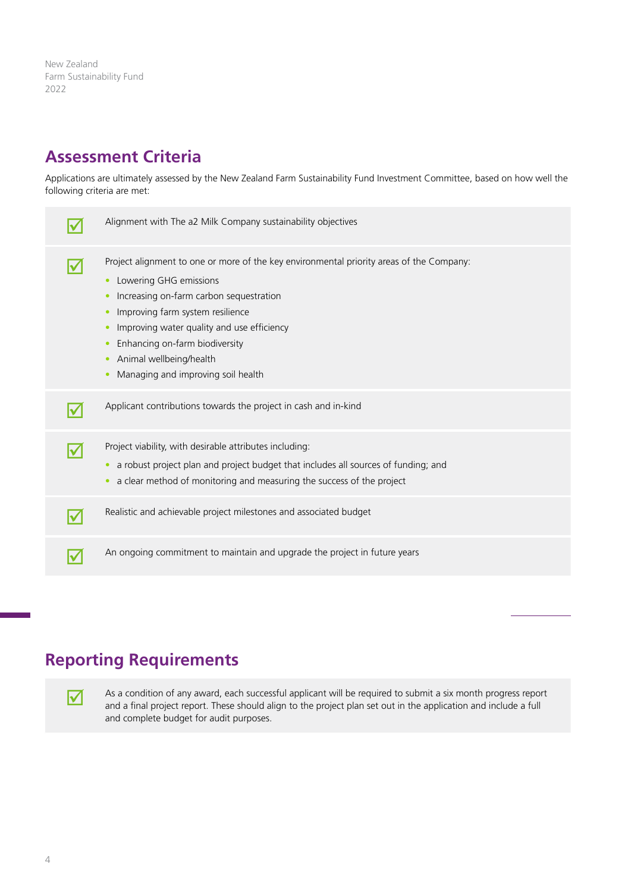## Assessment Criteria

Applications are ultimately assessed by the New Zealand Farm Sustainability Fund Investment Committee, based on how well the following criteria are met:

- Alignment with The a2 Milk Company sustainability objectives
- Project alignment to one or more of the key environmental priority areas of the Company:
  - Lowering GHG emissions
  - Increasing on-farm carbon sequestration
  - Improving farm system resilience
  - Improving water quality and use efficiency
  - Enhancing on-farm biodiversity
  - Animal wellbeing/health
  - Managing and improving soil health
- Applicant contributions towards the project in cash and in-kind
- Project viability, with desirable attributes including:
  - a robust project plan and project budget that includes all sources of funding; and
  - a clear method of monitoring and measuring the success of the project
- Realistic and achievable project milestones and associated budget
- An ongoing commitment to maintain and upgrade the project in future years

## Reporting Requirements

- As a condition of any award, each successful applicant will be required to submit a six month progress report and a final project report. These should align to the project plan set out in the application and include a full and complete budget for audit purposes.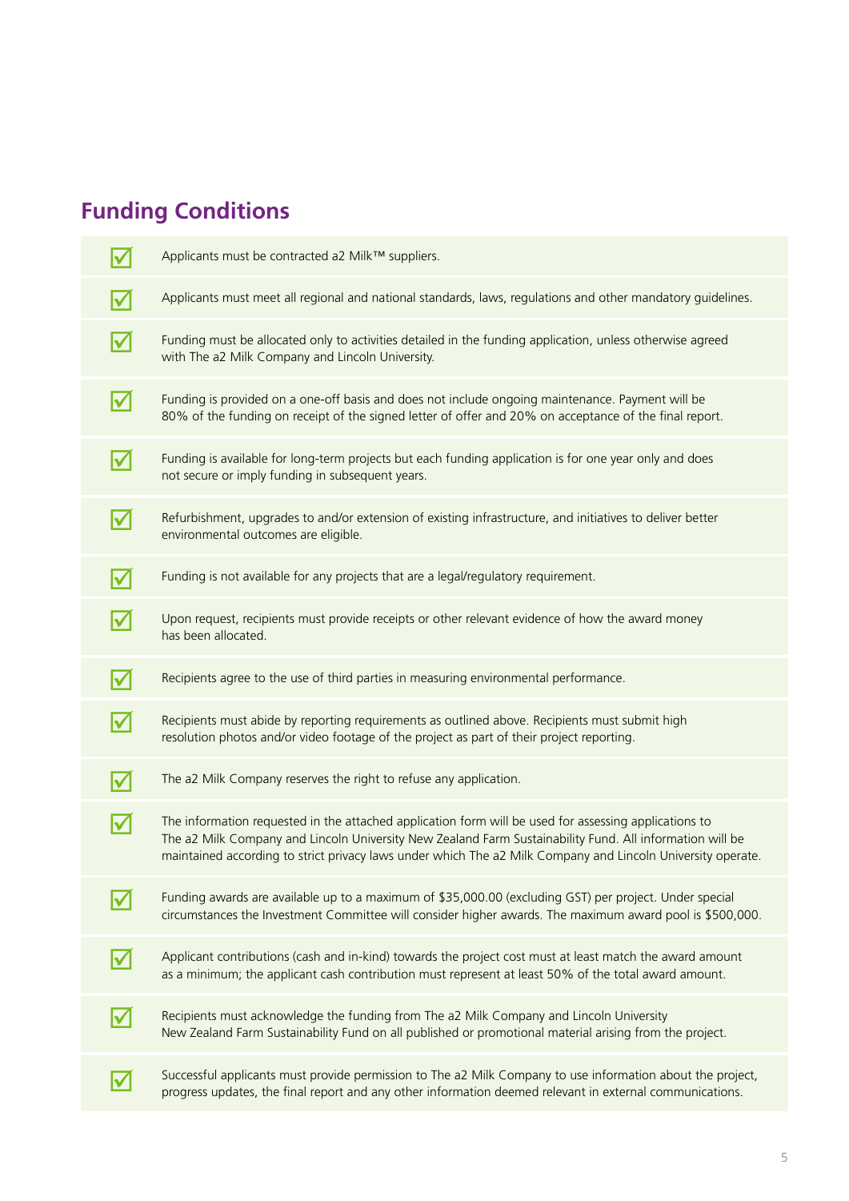## Funding Conditions

- Applicants must be contracted a2 Milk™ suppliers.
- Applicants must meet all regional and national standards, laws, regulations and other mandatory guidelines.
- Funding must be allocated only to activities detailed in the funding application, unless otherwise agreed with The a2 Milk Company and Lincoln University.
- Funding is provided on a one-off basis and does not include ongoing maintenance. Payment will be 80% of the funding on receipt of the signed letter of offer and 20% on acceptance of the final report.
- Funding is available for long-term projects but each funding application is for one year only and does not secure or imply funding in subsequent years.
- Refurbishment, upgrades to and/or extension of existing infrastructure, and initiatives to deliver better environmental outcomes are eligible.
- Funding is not available for any projects that are a legal/regulatory requirement.
- Upon request, recipients must provide receipts or other relevant evidence of how the award money has been allocated.
- Recipients agree to the use of third parties in measuring environmental performance.
- Recipients must abide by reporting requirements as outlined above. Recipients must submit high resolution photos and/or video footage of the project as part of their project reporting.
- The a2 Milk Company reserves the right to refuse any application.
- The information requested in the attached application form will be used for assessing applications to The a2 Milk Company and Lincoln University New Zealand Farm Sustainability Fund. All information will be maintained according to strict privacy laws under which The a2 Milk Company and Lincoln University operate.
- Funding awards are available up to a maximum of $35,000.00 (excluding GST) per project. Under special circumstances the Investment Committee will consider higher awards. The maximum award pool is $500,000.
- Applicant contributions (cash and in-kind) towards the project cost must at least match the award amount as a minimum; the applicant cash contribution must represent at least 50% of the total award amount.
- Recipients must acknowledge the funding from The a2 Milk Company and Lincoln University New Zealand Farm Sustainability Fund on all published or promotional material arising from the project.
- Successful applicants must provide permission to The a2 Milk Company to use information about the project, progress updates, the final report and any other information deemed relevant in external communications.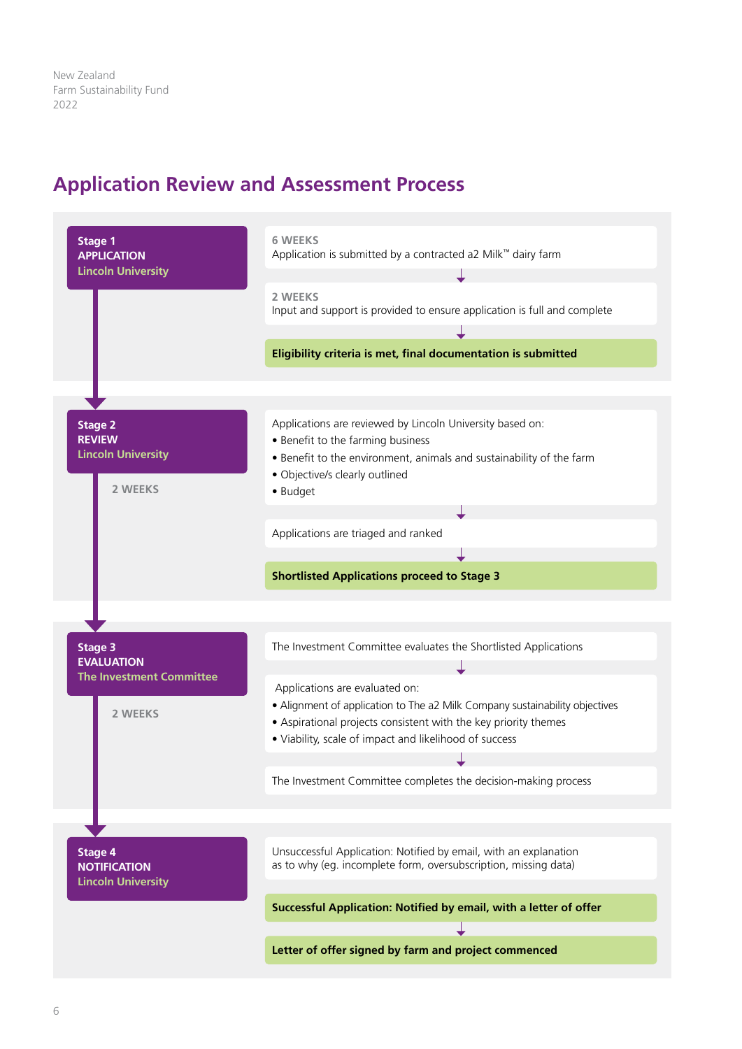# Application Review and Assessment Process

## Stage 1
**APPLICATION**
**Lincoln University**

**6 WEEKS**
Application is submitted by a contracted a2 Milk™ dairy farm

↓

**2 WEEKS**
Input and support is provided to ensure application is full and complete

↓

**Eligibility criteria is met, final documentation is submitted**

## Stage 2
**REVIEW**
**Lincoln University**

**2 WEEKS**

Applications are reviewed by Lincoln University based on:

- Benefit to the farming business
- Benefit to the environment, animals and sustainability of the farm
- Objective/s clearly outlined
- Budget

↓

Applications are triaged and ranked

↓

**Shortlisted Applications proceed to Stage 3**

## Stage 3
**EVALUATION**
**The Investment Committee**

**2 WEEKS**

The Investment Committee evaluates the Shortlisted Applications

↓

Applications are evaluated on:

- Alignment of application to The a2 Milk Company sustainability objectives
- Aspirational projects consistent with the key priority themes
- Viability, scale of impact and likelihood of success

↓

The Investment Committee completes the decision-making process

## Stage 4
**NOTIFICATION**
**Lincoln University**

Unsuccessful Application: Notified by email, with an explanation as to why (eg. incomplete form, oversubscription, missing data)

**Successful Application: Notified by email, with a letter of offer**

↓

**Letter of offer signed by farm and project commenced**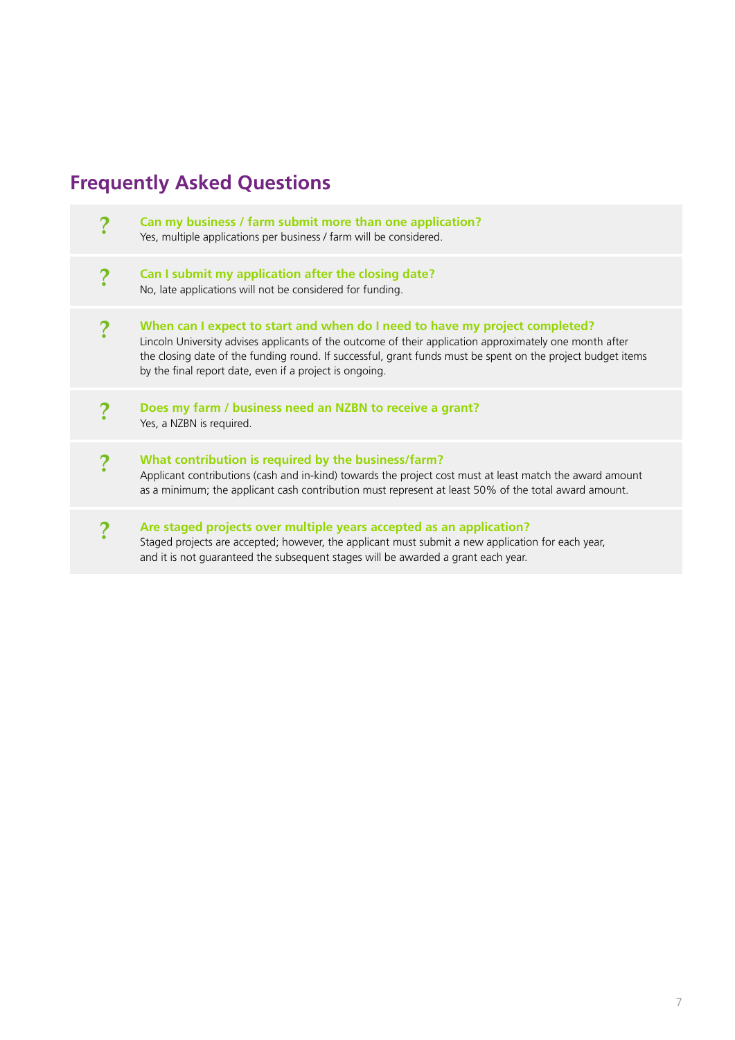# Frequently Asked Questions

**Can my business / farm submit more than one application?**
Yes, multiple applications per business / farm will be considered.

**Can I submit my application after the closing date?**
No, late applications will not be considered for funding.

**When can I expect to start and when do I need to have my project completed?**
Lincoln University advises applicants of the outcome of their application approximately one month after the closing date of the funding round. If successful, grant funds must be spent on the project budget items by the final report date, even if a project is ongoing.

**Does my farm / business need an NZBN to receive a grant?**
Yes, a NZBN is required.

**What contribution is required by the business/farm?**
Applicant contributions (cash and in-kind) towards the project cost must at least match the award amount as a minimum; the applicant cash contribution must represent at least 50% of the total award amount.

**Are staged projects over multiple years accepted as an application?**
Staged projects are accepted; however, the applicant must submit a new application for each year, and it is not guaranteed the subsequent stages will be awarded a grant each year.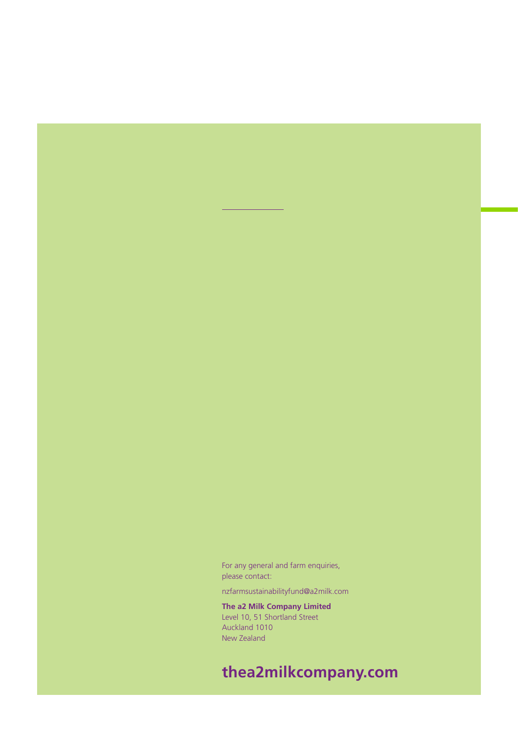For any general and farm enquiries, please contact:

nzfarmsustainabilityfund@a2milk.com

**The a2 Milk Company Limited**
Level 10, 51 Shortland Street
Auckland 1010
New Zealand

**thea2milkcompany.com**